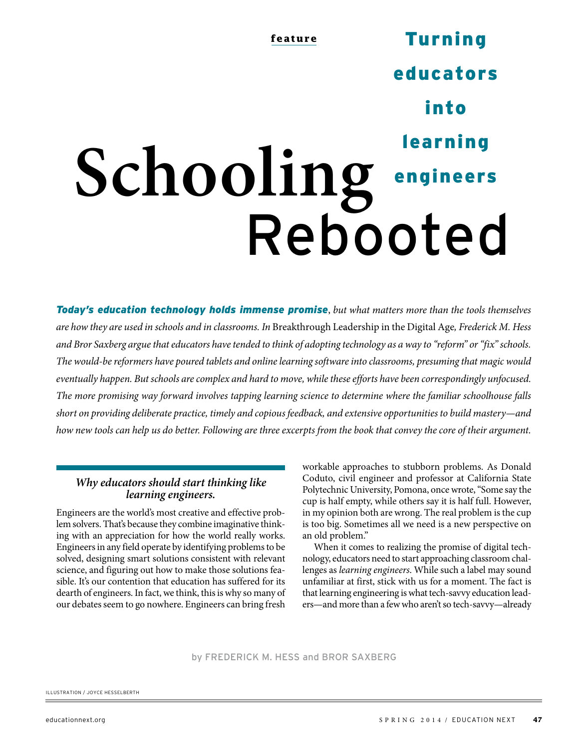feature

# Schooling Rebooted

## Turning educators into learning engineers

***Today's education technology holds immense promise**, but what matters more than the tools themselves are how they are used in schools and in classrooms. In* Breakthrough Leadership in the Digital Age*, Frederick M. Hess and Bror Saxberg argue that educators have tended to think of adopting technology as a way to "reform" or "fix" schools. The would-be reformers have poured tablets and online learning software into classrooms, presuming that magic would eventually happen. But schools are complex and hard to move, while these efforts have been correspondingly unfocused. The more promising way forward involves tapping learning science to determine where the familiar schoolhouse falls short on providing deliberate practice, timely and copious feedback, and extensive opportunities to build mastery—and how new tools can help us do better. Following are three excerpts from the book that convey the core of their argument.*

by FREDERICK M. HESS and BROR SAXBERG

### *Why educators should start thinking like learning engineers.*

Engineers are the world's most creative and effective problem solvers. That's because they combine imaginative thinking with an appreciation for how the world really works. Engineers in any field operate by identifying problems to be solved, designing smart solutions consistent with relevant science, and figuring out how to make those solutions feasible. It's our contention that education has suffered for its dearth of engineers. In fact, we think, this is why so many of our debates seem to go nowhere. Engineers can bring fresh workable approaches to stubborn problems. As Donald Coduto, civil engineer and professor at California State Polytechnic University, Pomona, once wrote, "Some say the cup is half empty, while others say it is half full. However, in my opinion both are wrong. The real problem is the cup is too big. Sometimes all we need is a new perspective on an old problem."

When it comes to realizing the promise of digital technology, educators need to start approaching classroom challenges as *learning engineers*. While such a label may sound unfamiliar at first, stick with us for a moment. The fact is that learning engineering is what tech-savvy education leaders—and more than a few who aren't so tech-savvy—already

ILLUSTRATION / JOYCE HESSELBERTH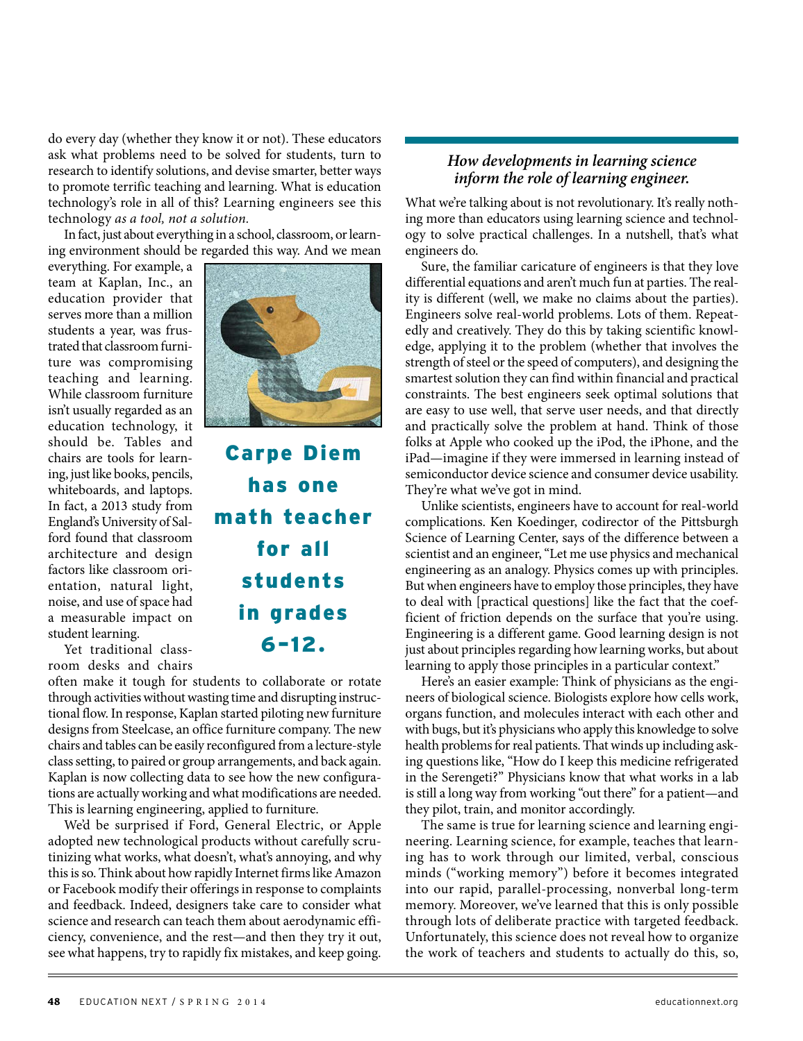do every day (whether they know it or not). These educators ask what problems need to be solved for students, turn to research to identify solutions, and devise smarter, better ways to promote terrific teaching and learning. What is education technology's role in all of this? Learning engineers see this technology *as a tool, not a solution.*

In fact, just about everything in a school, classroom, or learning environment should be regarded this way. And we mean everything. For example, a team at Kaplan, Inc., an education provider that serves more than a million students a year, was frustrated that classroom furniture was compromising teaching and learning. While classroom furniture isn't usually regarded as an education technology, it should be. Tables and chairs are tools for learning, just like books, pencils, whiteboards, and laptops. In fact, a 2013 study from England's University of Salford found that classroom architecture and design factors like classroom orientation, natural light, noise, and use of space had a measurable impact on student learning.

**Carpe Diem has one math teacher for all students in grades 6–12.**

Yet traditional classroom desks and chairs often make it tough for students to collaborate or rotate through activities without wasting time and disrupting instructional flow. In response, Kaplan started piloting new furniture designs from Steelcase, an office furniture company. The new chairs and tables can be easily reconfigured from a lecture-style class setting, to paired or group arrangements, and back again. Kaplan is now collecting data to see how the new configurations are actually working and what modifications are needed. This is learning engineering, applied to furniture.

We'd be surprised if Ford, General Electric, or Apple adopted new technological products without carefully scrutinizing what works, what doesn't, what's annoying, and why this is so. Think about how rapidly Internet firms like Amazon or Facebook modify their offerings in response to complaints and feedback. Indeed, designers take care to consider what science and research can teach them about aerodynamic efficiency, convenience, and the rest—and then they try it out, see what happens, try to rapidly fix mistakes, and keep going.

### *How developments in learning science inform the role of learning engineer.*

What we're talking about is not revolutionary. It's really nothing more than educators using learning science and technology to solve practical challenges. In a nutshell, that's what engineers do.

Sure, the familiar caricature of engineers is that they love differential equations and aren't much fun at parties. The reality is different (well, we make no claims about the parties). Engineers solve real-world problems. Lots of them. Repeatedly and creatively. They do this by taking scientific knowledge, applying it to the problem (whether that involves the strength of steel or the speed of computers), and designing the smartest solution they can find within financial and practical constraints. The best engineers seek optimal solutions that are easy to use well, that serve user needs, and that directly and practically solve the problem at hand. Think of those folks at Apple who cooked up the iPod, the iPhone, and the iPad—imagine if they were immersed in learning instead of semiconductor device science and consumer device usability. They're what we've got in mind.

Unlike scientists, engineers have to account for real-world complications. Ken Koedinger, codirector of the Pittsburgh Science of Learning Center, says of the difference between a scientist and an engineer, "Let me use physics and mechanical engineering as an analogy. Physics comes up with principles. But when engineers have to employ those principles, they have to deal with [practical questions] like the fact that the coefficient of friction depends on the surface that you're using. Engineering is a different game. Good learning design is not just about principles regarding how learning works, but about learning to apply those principles in a particular context."

Here's an easier example: Think of physicians as the engineers of biological science. Biologists explore how cells work, organs function, and molecules interact with each other and with bugs, but it's physicians who apply this knowledge to solve health problems for real patients. That winds up including asking questions like, "How do I keep this medicine refrigerated in the Serengeti?" Physicians know that what works in a lab is still a long way from working "out there" for a patient—and they pilot, train, and monitor accordingly.

The same is true for learning science and learning engineering. Learning science, for example, teaches that learning has to work through our limited, verbal, conscious minds ("working memory") before it becomes integrated into our rapid, parallel-processing, nonverbal long-term memory. Moreover, we've learned that this is only possible through lots of deliberate practice with targeted feedback. Unfortunately, this science does not reveal how to organize the work of teachers and students to actually do this, so,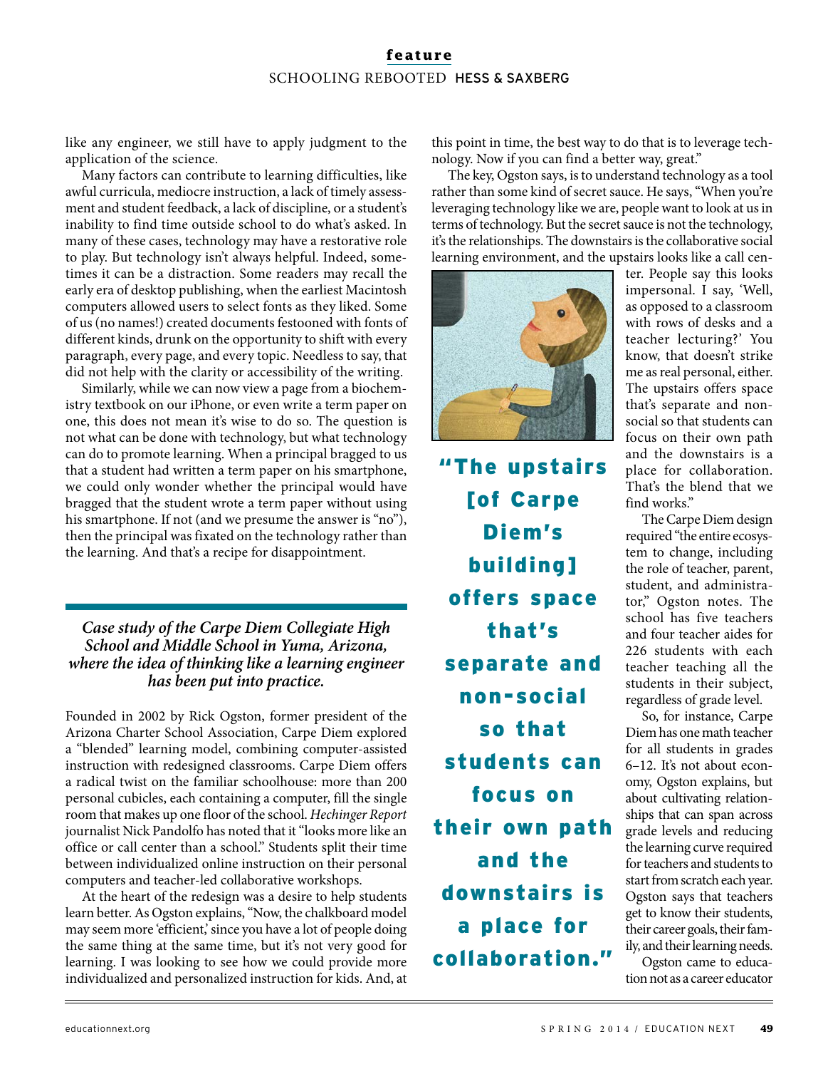like any engineer, we still have to apply judgment to the application of the science.

Many factors can contribute to learning difficulties, like awful curricula, mediocre instruction, a lack of timely assessment and student feedback, a lack of discipline, or a student's inability to find time outside school to do what's asked. In many of these cases, technology may have a restorative role to play. But technology isn't always helpful. Indeed, sometimes it can be a distraction. Some readers may recall the early era of desktop publishing, when the earliest Macintosh computers allowed users to select fonts as they liked. Some of us (no names!) created documents festooned with fonts of different kinds, drunk on the opportunity to shift with every paragraph, every page, and every topic. Needless to say, that did not help with the clarity or accessibility of the writing.

Similarly, while we can now view a page from a biochemistry textbook on our iPhone, or even write a term paper on one, this does not mean it's wise to do so. The question is not what can be done with technology, but what technology can do to promote learning. When a principal bragged to us that a student had written a term paper on his smartphone, we could only wonder whether the principal would have bragged that the student wrote a term paper without using his smartphone. If not (and we presume the answer is "no"), then the principal was fixated on the technology rather than the learning. And that's a recipe for disappointment.

### *Case study of the Carpe Diem Collegiate High School and Middle School in Yuma, Arizona, where the idea of thinking like a learning engineer has been put into practice.*

Founded in 2002 by Rick Ogston, former president of the Arizona Charter School Association, Carpe Diem explored a "blended" learning model, combining computer-assisted instruction with redesigned classrooms. Carpe Diem offers a radical twist on the familiar schoolhouse: more than 200 personal cubicles, each containing a computer, fill the single room that makes up one floor of the school. *Hechinger Report* journalist Nick Pandolfo has noted that it "looks more like an office or call center than a school." Students split their time between individualized online instruction on their personal computers and teacher-led collaborative workshops.

At the heart of the redesign was a desire to help students learn better. As Ogston explains, "Now, the chalkboard model may seem more 'efficient,' since you have a lot of people doing the same thing at the same time, but it's not very good for learning. I was looking to see how we could provide more individualized and personalized instruction for kids. And, at this point in time, the best way to do that is to leverage technology. Now if you can find a better way, great."

The key, Ogston says, is to understand technology as a tool rather than some kind of secret sauce. He says, "When you're leveraging technology like we are, people want to look at us in terms of technology. But the secret sauce is not the technology, it's the relationships. The downstairs is the collaborative social learning environment, and the upstairs looks like a call center. People say this looks impersonal. I say, 'Well, as opposed to a classroom with rows of desks and a teacher lecturing?' You know, that doesn't strike me as real personal, either. The upstairs offers space that's separate and non-social so that students can focus on their own path and the downstairs is a place for collaboration. That's the blend that we find works."

**"The upstairs [of Carpe Diem's building] offers space that's separate and non-social so that students can focus on their own path and the downstairs is a place for collaboration."**

The Carpe Diem design required "the entire ecosystem to change, including the role of teacher, parent, student, and administrator," Ogston notes. The school has five teachers and four teacher aides for 226 students with each teacher teaching all the students in their subject, regardless of grade level.

So, for instance, Carpe Diem has one math teacher for all students in grades 6–12. It's not about economy, Ogston explains, but about cultivating relationships that can span across grade levels and reducing the learning curve required for teachers and students to start from scratch each year. Ogston says that teachers get to know their students, their career goals, their family, and their learning needs.

Ogston came to education not as a career educator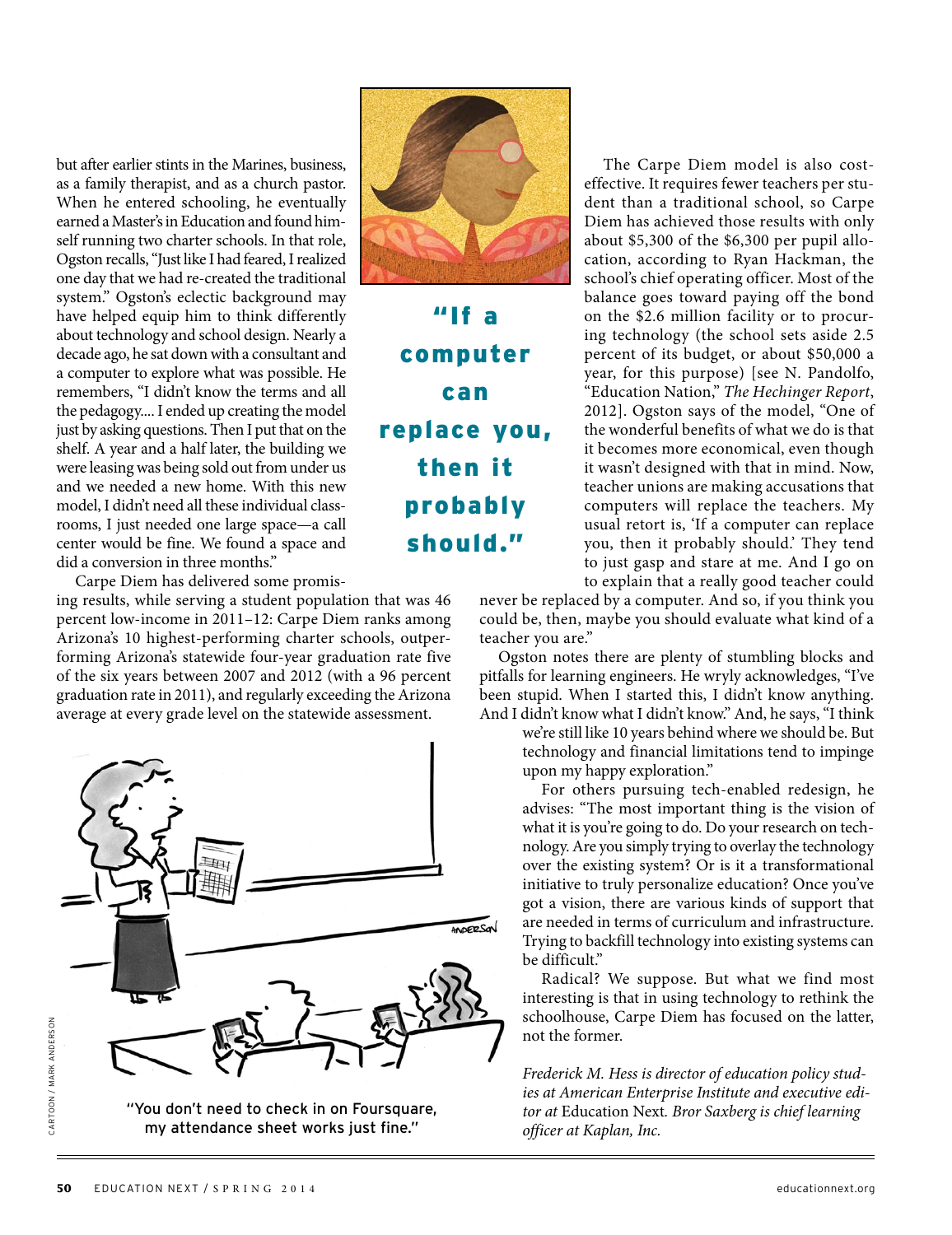but after earlier stints in the Marines, business, as a family therapist, and as a church pastor. When he entered schooling, he eventually earned a Master's in Education and found himself running two charter schools. In that role, Ogston recalls, "Just like I had feared, I realized one day that we had re-created the traditional system." Ogston's eclectic background may have helped equip him to think differently about technology and school design. Nearly a decade ago, he sat down with a consultant and a computer to explore what was possible. He remembers, "I didn't know the terms and all the pedagogy.... I ended up creating the model just by asking questions. Then I put that on the shelf. A year and a half later, the building we were leasing was being sold out from under us and we needed a new home. With this new model, I didn't need all these individual classrooms, I just needed one large space—a call center would be fine. We found a space and did a conversion in three months."

Carpe Diem has delivered some promising results, while serving a student population that was 46 percent low-income in 2011–12: Carpe Diem ranks among Arizona's 10 highest-performing charter schools, outperforming Arizona's statewide four-year graduation rate five of the six years between 2007 and 2012 (with a 96 percent graduation rate in 2011), and regularly exceeding the Arizona average at every grade level on the statewide assessment.

"You don't need to check in on Foursquare, my attendance sheet works just fine."

CARTOON / MARK ANDERSON

**"If a computer can replace you, then it probably should."**

The Carpe Diem model is also cost-effective. It requires fewer teachers per student than a traditional school, so Carpe Diem has achieved those results with only about $5,300 of the $6,300 per pupil allocation, according to Ryan Hackman, the school's chief operating officer. Most of the balance goes toward paying off the bond on the $2.6 million facility or to procuring technology (the school sets aside 2.5 percent of its budget, or about $50,000 a year, for this purpose) [see N. Pandolfo, "Education Nation," *The Hechinger Report*, 2012]. Ogston says of the model, "One of the wonderful benefits of what we do is that it becomes more economical, even though it wasn't designed with that in mind. Now, teacher unions are making accusations that computers will replace the teachers. My usual retort is, 'If a computer can replace you, then it probably should.' They tend to just gasp and stare at me. And I go on to explain that a really good teacher could never be replaced by a computer. And so, if you think you could be, then, maybe you should evaluate what kind of a teacher you are."

Ogston notes there are plenty of stumbling blocks and pitfalls for learning engineers. He wryly acknowledges, "I've been stupid. When I started this, I didn't know anything. And I didn't know what I didn't know." And, he says, "I think we're still like 10 years behind where we should be. But technology and financial limitations tend to impinge upon my happy exploration."

For others pursuing tech-enabled redesign, he advises: "The most important thing is the vision of what it is you're going to do. Do your research on technology. Are you simply trying to overlay the technology over the existing system? Or is it a transformational initiative to truly personalize education? Once you've got a vision, there are various kinds of support that are needed in terms of curriculum and infrastructure. Trying to backfill technology into existing systems can be difficult."

Radical? We suppose. But what we find most interesting is that in using technology to rethink the schoolhouse, Carpe Diem has focused on the latter, not the former.

*Frederick M. Hess is director of education policy studies at American Enterprise Institute and executive editor at* Education Next. *Bror Saxberg is chief learning officer at Kaplan, Inc.*